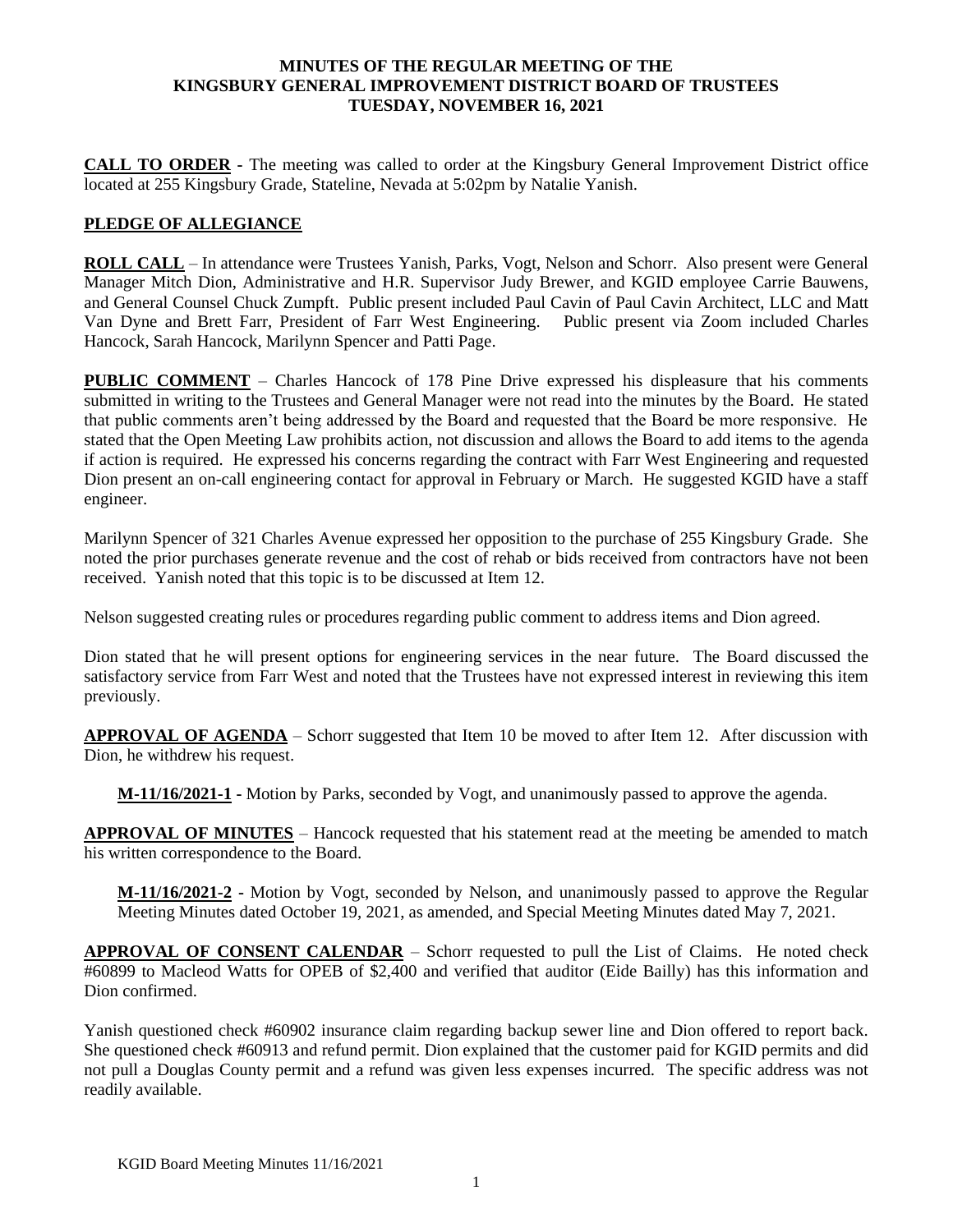**MINUTES OF THE REGULAR MEETING OF THE KINGSBURY GENERAL IMPROVEMENT DISTRICT BOARD OF TRUSTEES TUESDAY, NOVEMBER 16, 2021**

**CALL TO ORDER** - The meeting was called to order at the Kingsbury General Improvement District office located at 255 Kingsbury Grade, Stateline, Nevada at 5:02pm by Natalie Yanish.

**PLEDGE OF ALLEGIANCE**

**ROLL CALL** – In attendance were Trustees Yanish, Parks, Vogt, Nelson and Schorr. Also present were General Manager Mitch Dion, Administrative and H.R. Supervisor Judy Brewer, and KGID employee Carrie Bauwens, and General Counsel Chuck Zumpft. Public present included Paul Cavin of Paul Cavin Architect, LLC and Matt Van Dyne and Brett Farr, President of Farr West Engineering. Public present via Zoom included Charles Hancock, Sarah Hancock, Marilynn Spencer and Patti Page.

**PUBLIC COMMENT** – Charles Hancock of 178 Pine Drive expressed his displeasure that his comments submitted in writing to the Trustees and General Manager were not read into the minutes by the Board. He stated that public comments aren't being addressed by the Board and requested that the Board be more responsive. He stated that the Open Meeting Law prohibits action, not discussion and allows the Board to add items to the agenda if action is required. He expressed his concerns regarding the contract with Farr West Engineering and requested Dion present an on-call engineering contact for approval in February or March. He suggested KGID have a staff engineer.

Marilynn Spencer of 321 Charles Avenue expressed her opposition to the purchase of 255 Kingsbury Grade. She noted the prior purchases generate revenue and the cost of rehab or bids received from contractors have not been received. Yanish noted that this topic is to be discussed at Item 12.

Nelson suggested creating rules or procedures regarding public comment to address items and Dion agreed.

Dion stated that he will present options for engineering services in the near future. The Board discussed the satisfactory service from Farr West and noted that the Trustees have not expressed interest in reviewing this item previously.

**APPROVAL OF AGENDA** – Schorr suggested that Item 10 be moved to after Item 12. After discussion with Dion, he withdrew his request.

> **M-11/16/2021-1** - Motion by Parks, seconded by Vogt, and unanimously passed to approve the agenda.

**APPROVAL OF MINUTES** – Hancock requested that his statement read at the meeting be amended to match his written correspondence to the Board.

> **M-11/16/2021-2** - Motion by Vogt, seconded by Nelson, and unanimously passed to approve the Regular Meeting Minutes dated October 19, 2021, as amended, and Special Meeting Minutes dated May 7, 2021.

**APPROVAL OF CONSENT CALENDAR** – Schorr requested to pull the List of Claims. He noted check #60899 to Macleod Watts for OPEB of $2,400 and verified that auditor (Eide Bailly) has this information and Dion confirmed.

Yanish questioned check #60902 insurance claim regarding backup sewer line and Dion offered to report back. She questioned check #60913 and refund permit. Dion explained that the customer paid for KGID permits and did not pull a Douglas County permit and a refund was given less expenses incurred. The specific address was not readily available.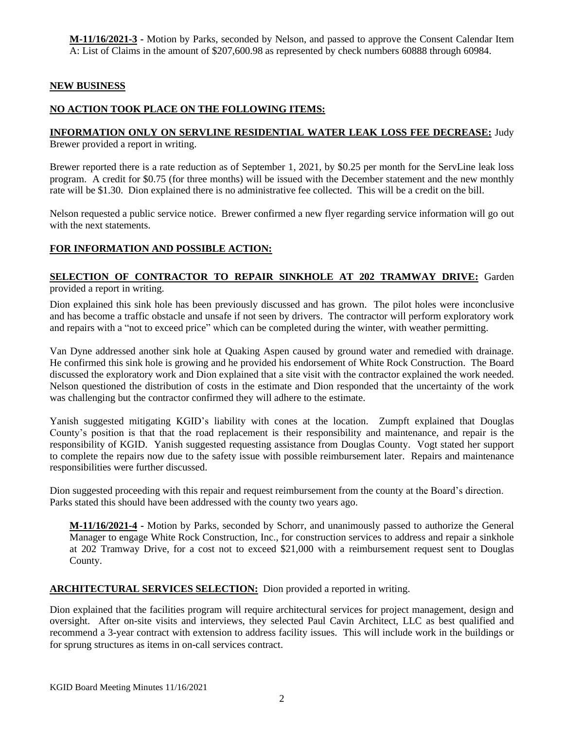**M-11/16/2021-3** - Motion by Parks, seconded by Nelson, and passed to approve the Consent Calendar Item A: List of Claims in the amount of $207,600.98 as represented by check numbers 60888 through 60984.

## NEW BUSINESS

## NO ACTION TOOK PLACE ON THE FOLLOWING ITEMS:

**INFORMATION ONLY ON SERVLINE RESIDENTIAL WATER LEAK LOSS FEE DECREASE:** Judy Brewer provided a report in writing.

Brewer reported there is a rate reduction as of September 1, 2021, by $0.25 per month for the ServLine leak loss program. A credit for $0.75 (for three months) will be issued with the December statement and the new monthly rate will be $1.30. Dion explained there is no administrative fee collected. This will be a credit on the bill.

Nelson requested a public service notice. Brewer confirmed a new flyer regarding service information will go out with the next statements.

## FOR INFORMATION AND POSSIBLE ACTION:

**SELECTION OF CONTRACTOR TO REPAIR SINKHOLE AT 202 TRAMWAY DRIVE:** Garden provided a report in writing.

Dion explained this sink hole has been previously discussed and has grown. The pilot holes were inconclusive and has become a traffic obstacle and unsafe if not seen by drivers. The contractor will perform exploratory work and repairs with a "not to exceed price" which can be completed during the winter, with weather permitting.

Van Dyne addressed another sink hole at Quaking Aspen caused by ground water and remedied with drainage. He confirmed this sink hole is growing and he provided his endorsement of White Rock Construction. The Board discussed the exploratory work and Dion explained that a site visit with the contractor explained the work needed. Nelson questioned the distribution of costs in the estimate and Dion responded that the uncertainty of the work was challenging but the contractor confirmed they will adhere to the estimate.

Yanish suggested mitigating KGID's liability with cones at the location. Zumpft explained that Douglas County's position is that that the road replacement is their responsibility and maintenance, and repair is the responsibility of KGID. Yanish suggested requesting assistance from Douglas County. Vogt stated her support to complete the repairs now due to the safety issue with possible reimbursement later. Repairs and maintenance responsibilities were further discussed.

Dion suggested proceeding with this repair and request reimbursement from the county at the Board's direction. Parks stated this should have been addressed with the county two years ago.

**M-11/16/2021-4** - Motion by Parks, seconded by Schorr, and unanimously passed to authorize the General Manager to engage White Rock Construction, Inc., for construction services to address and repair a sinkhole at 202 Tramway Drive, for a cost not to exceed $21,000 with a reimbursement request sent to Douglas County.

**ARCHITECTURAL SERVICES SELECTION:** Dion provided a reported in writing.

Dion explained that the facilities program will require architectural services for project management, design and oversight. After on-site visits and interviews, they selected Paul Cavin Architect, LLC as best qualified and recommend a 3-year contract with extension to address facility issues. This will include work in the buildings or for sprung structures as items in on-call services contract.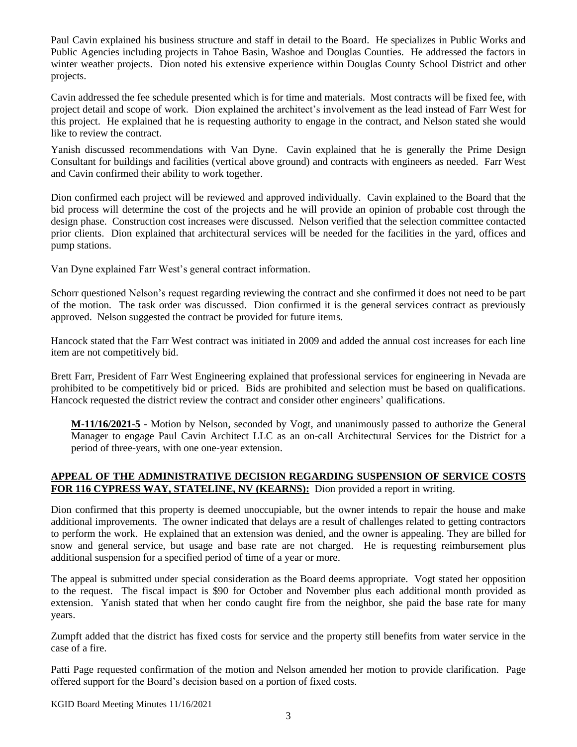Paul Cavin explained his business structure and staff in detail to the Board. He specializes in Public Works and Public Agencies including projects in Tahoe Basin, Washoe and Douglas Counties. He addressed the factors in winter weather projects. Dion noted his extensive experience within Douglas County School District and other projects.

Cavin addressed the fee schedule presented which is for time and materials. Most contracts will be fixed fee, with project detail and scope of work. Dion explained the architect's involvement as the lead instead of Farr West for this project. He explained that he is requesting authority to engage in the contract, and Nelson stated she would like to review the contract.

Yanish discussed recommendations with Van Dyne. Cavin explained that he is generally the Prime Design Consultant for buildings and facilities (vertical above ground) and contracts with engineers as needed. Farr West and Cavin confirmed their ability to work together.

Dion confirmed each project will be reviewed and approved individually. Cavin explained to the Board that the bid process will determine the cost of the projects and he will provide an opinion of probable cost through the design phase. Construction cost increases were discussed. Nelson verified that the selection committee contacted prior clients. Dion explained that architectural services will be needed for the facilities in the yard, offices and pump stations.

Van Dyne explained Farr West's general contract information.

Schorr questioned Nelson's request regarding reviewing the contract and she confirmed it does not need to be part of the motion. The task order was discussed. Dion confirmed it is the general services contract as previously approved. Nelson suggested the contract be provided for future items.

Hancock stated that the Farr West contract was initiated in 2009 and added the annual cost increases for each line item are not competitively bid.

Brett Farr, President of Farr West Engineering explained that professional services for engineering in Nevada are prohibited to be competitively bid or priced. Bids are prohibited and selection must be based on qualifications. Hancock requested the district review the contract and consider other engineers' qualifications.

> **M-11/16/2021-5** - Motion by Nelson, seconded by Vogt, and unanimously passed to authorize the General Manager to engage Paul Cavin Architect LLC as an on-call Architectural Services for the District for a period of three-years, with one one-year extension.

**APPEAL OF THE ADMINISTRATIVE DECISION REGARDING SUSPENSION OF SERVICE COSTS FOR 116 CYPRESS WAY, STATELINE, NV (KEARNS):** Dion provided a report in writing.

Dion confirmed that this property is deemed unoccupiable, but the owner intends to repair the house and make additional improvements. The owner indicated that delays are a result of challenges related to getting contractors to perform the work. He explained that an extension was denied, and the owner is appealing. They are billed for snow and general service, but usage and base rate are not charged. He is requesting reimbursement plus additional suspension for a specified period of time of a year or more.

The appeal is submitted under special consideration as the Board deems appropriate. Vogt stated her opposition to the request. The fiscal impact is $90 for October and November plus each additional month provided as extension. Yanish stated that when her condo caught fire from the neighbor, she paid the base rate for many years.

Zumpft added that the district has fixed costs for service and the property still benefits from water service in the case of a fire.

Patti Page requested confirmation of the motion and Nelson amended her motion to provide clarification. Page offered support for the Board's decision based on a portion of fixed costs.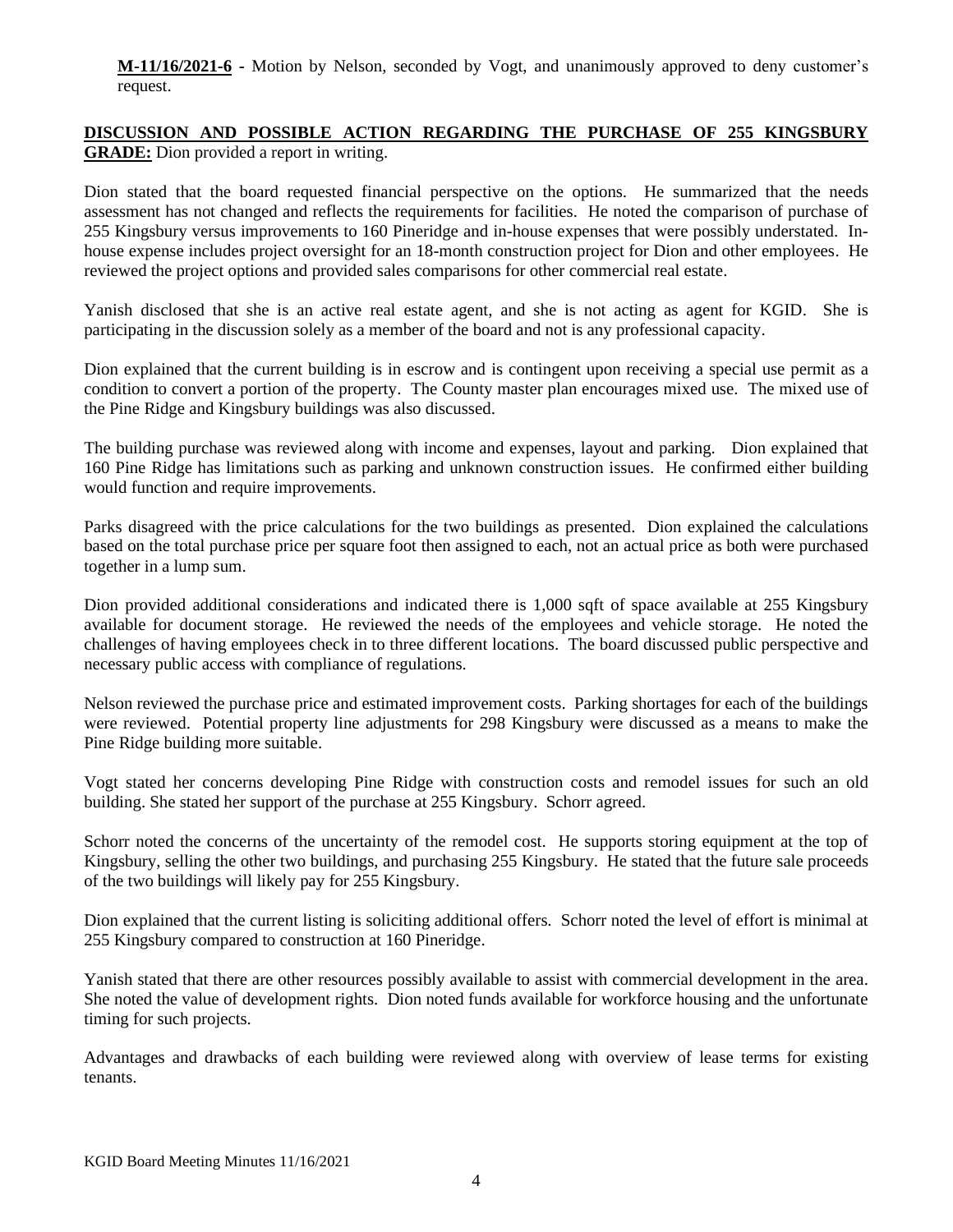**M-11/16/2021-6 -** Motion by Nelson, seconded by Vogt, and unanimously approved to deny customer's request.

**DISCUSSION AND POSSIBLE ACTION REGARDING THE PURCHASE OF 255 KINGSBURY GRADE:** Dion provided a report in writing.

Dion stated that the board requested financial perspective on the options. He summarized that the needs assessment has not changed and reflects the requirements for facilities. He noted the comparison of purchase of 255 Kingsbury versus improvements to 160 Pineridge and in-house expenses that were possibly understated. In-house expense includes project oversight for an 18-month construction project for Dion and other employees. He reviewed the project options and provided sales comparisons for other commercial real estate.

Yanish disclosed that she is an active real estate agent, and she is not acting as agent for KGID. She is participating in the discussion solely as a member of the board and not is any professional capacity.

Dion explained that the current building is in escrow and is contingent upon receiving a special use permit as a condition to convert a portion of the property. The County master plan encourages mixed use. The mixed use of the Pine Ridge and Kingsbury buildings was also discussed.

The building purchase was reviewed along with income and expenses, layout and parking. Dion explained that 160 Pine Ridge has limitations such as parking and unknown construction issues. He confirmed either building would function and require improvements.

Parks disagreed with the price calculations for the two buildings as presented. Dion explained the calculations based on the total purchase price per square foot then assigned to each, not an actual price as both were purchased together in a lump sum.

Dion provided additional considerations and indicated there is 1,000 sqft of space available at 255 Kingsbury available for document storage. He reviewed the needs of the employees and vehicle storage. He noted the challenges of having employees check in to three different locations. The board discussed public perspective and necessary public access with compliance of regulations.

Nelson reviewed the purchase price and estimated improvement costs. Parking shortages for each of the buildings were reviewed. Potential property line adjustments for 298 Kingsbury were discussed as a means to make the Pine Ridge building more suitable.

Vogt stated her concerns developing Pine Ridge with construction costs and remodel issues for such an old building. She stated her support of the purchase at 255 Kingsbury. Schorr agreed.

Schorr noted the concerns of the uncertainty of the remodel cost. He supports storing equipment at the top of Kingsbury, selling the other two buildings, and purchasing 255 Kingsbury. He stated that the future sale proceeds of the two buildings will likely pay for 255 Kingsbury.

Dion explained that the current listing is soliciting additional offers. Schorr noted the level of effort is minimal at 255 Kingsbury compared to construction at 160 Pineridge.

Yanish stated that there are other resources possibly available to assist with commercial development in the area. She noted the value of development rights. Dion noted funds available for workforce housing and the unfortunate timing for such projects.

Advantages and drawbacks of each building were reviewed along with overview of lease terms for existing tenants.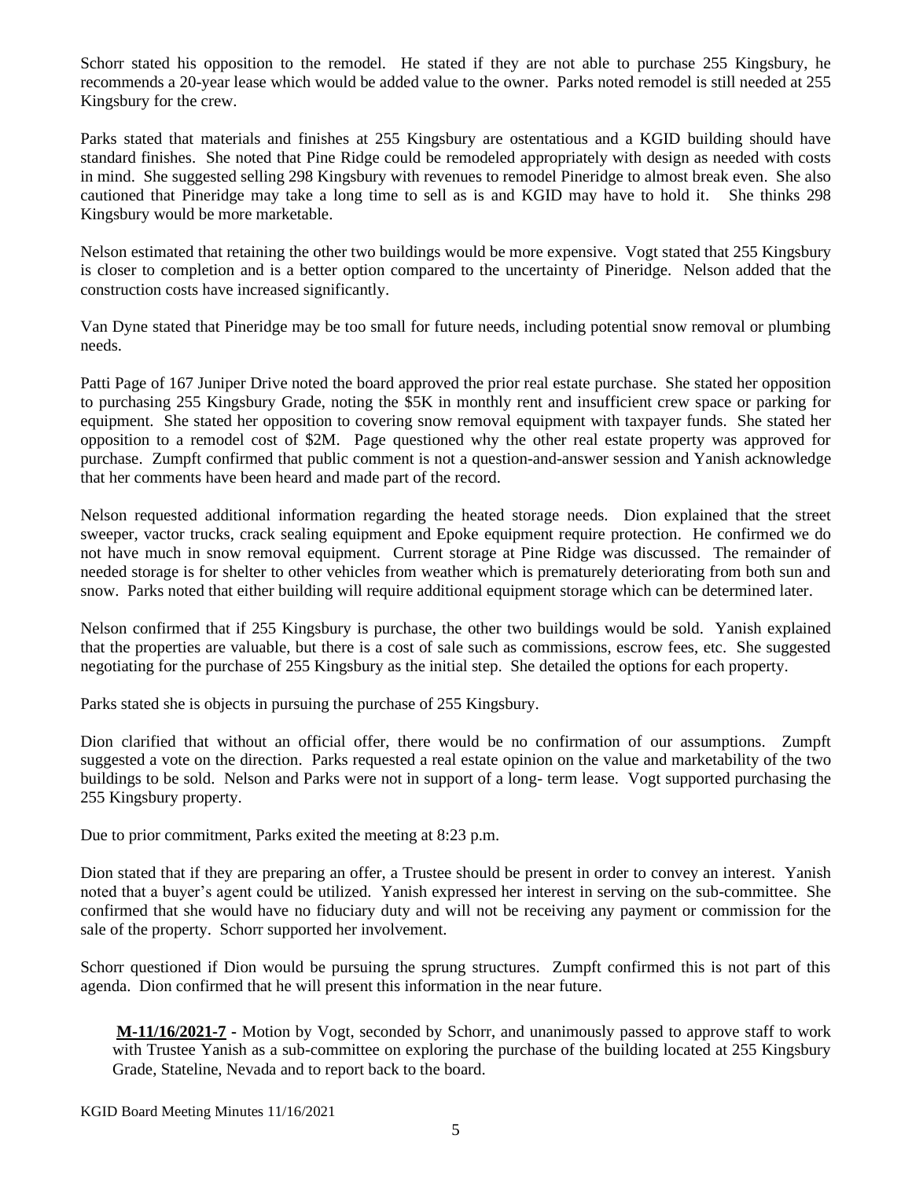Schorr stated his opposition to the remodel. He stated if they are not able to purchase 255 Kingsbury, he recommends a 20-year lease which would be added value to the owner. Parks noted remodel is still needed at 255 Kingsbury for the crew.

Parks stated that materials and finishes at 255 Kingsbury are ostentatious and a KGID building should have standard finishes. She noted that Pine Ridge could be remodeled appropriately with design as needed with costs in mind. She suggested selling 298 Kingsbury with revenues to remodel Pineridge to almost break even. She also cautioned that Pineridge may take a long time to sell as is and KGID may have to hold it. She thinks 298 Kingsbury would be more marketable.

Nelson estimated that retaining the other two buildings would be more expensive. Vogt stated that 255 Kingsbury is closer to completion and is a better option compared to the uncertainty of Pineridge. Nelson added that the construction costs have increased significantly.

Van Dyne stated that Pineridge may be too small for future needs, including potential snow removal or plumbing needs.

Patti Page of 167 Juniper Drive noted the board approved the prior real estate purchase. She stated her opposition to purchasing 255 Kingsbury Grade, noting the $5K in monthly rent and insufficient crew space or parking for equipment. She stated her opposition to covering snow removal equipment with taxpayer funds. She stated her opposition to a remodel cost of $2M. Page questioned why the other real estate property was approved for purchase. Zumpft confirmed that public comment is not a question-and-answer session and Yanish acknowledge that her comments have been heard and made part of the record.

Nelson requested additional information regarding the heated storage needs. Dion explained that the street sweeper, vactor trucks, crack sealing equipment and Epoke equipment require protection. He confirmed we do not have much in snow removal equipment. Current storage at Pine Ridge was discussed. The remainder of needed storage is for shelter to other vehicles from weather which is prematurely deteriorating from both sun and snow. Parks noted that either building will require additional equipment storage which can be determined later.

Nelson confirmed that if 255 Kingsbury is purchase, the other two buildings would be sold. Yanish explained that the properties are valuable, but there is a cost of sale such as commissions, escrow fees, etc. She suggested negotiating for the purchase of 255 Kingsbury as the initial step. She detailed the options for each property.

Parks stated she is objects in pursuing the purchase of 255 Kingsbury.

Dion clarified that without an official offer, there would be no confirmation of our assumptions. Zumpft suggested a vote on the direction. Parks requested a real estate opinion on the value and marketability of the two buildings to be sold. Nelson and Parks were not in support of a long- term lease. Vogt supported purchasing the 255 Kingsbury property.

Due to prior commitment, Parks exited the meeting at 8:23 p.m.

Dion stated that if they are preparing an offer, a Trustee should be present in order to convey an interest. Yanish noted that a buyer's agent could be utilized. Yanish expressed her interest in serving on the sub-committee. She confirmed that she would have no fiduciary duty and will not be receiving any payment or commission for the sale of the property. Schorr supported her involvement.

Schorr questioned if Dion would be pursuing the sprung structures. Zumpft confirmed this is not part of this agenda. Dion confirmed that he will present this information in the near future.

**M-11/16/2021-7** - Motion by Vogt, seconded by Schorr, and unanimously passed to approve staff to work with Trustee Yanish as a sub-committee on exploring the purchase of the building located at 255 Kingsbury Grade, Stateline, Nevada and to report back to the board.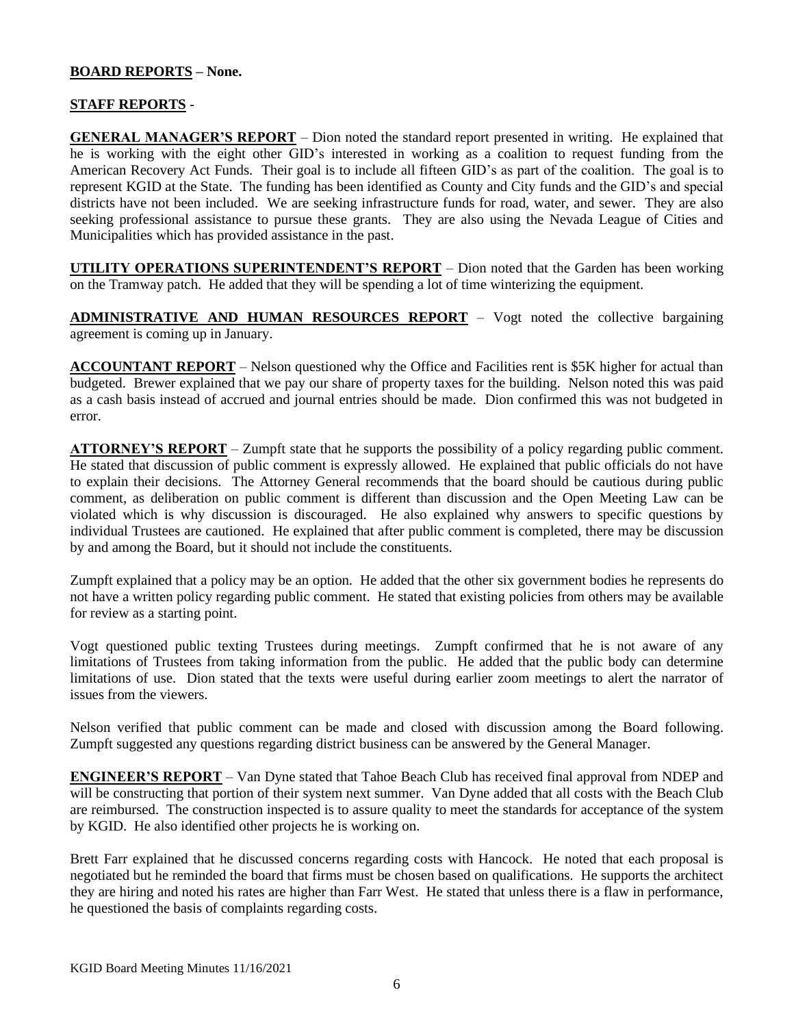**BOARD REPORTS – None.**

**STAFF REPORTS** -

**GENERAL MANAGER'S REPORT** – Dion noted the standard report presented in writing. He explained that he is working with the eight other GID's interested in working as a coalition to request funding from the American Recovery Act Funds. Their goal is to include all fifteen GID's as part of the coalition. The goal is to represent KGID at the State. The funding has been identified as County and City funds and the GID's and special districts have not been included. We are seeking infrastructure funds for road, water, and sewer. They are also seeking professional assistance to pursue these grants. They are also using the Nevada League of Cities and Municipalities which has provided assistance in the past.

**UTILITY OPERATIONS SUPERINTENDENT'S REPORT** – Dion noted that the Garden has been working on the Tramway patch. He added that they will be spending a lot of time winterizing the equipment.

**ADMINISTRATIVE AND HUMAN RESOURCES REPORT** – Vogt noted the collective bargaining agreement is coming up in January.

**ACCOUNTANT REPORT** – Nelson questioned why the Office and Facilities rent is $5K higher for actual than budgeted. Brewer explained that we pay our share of property taxes for the building. Nelson noted this was paid as a cash basis instead of accrued and journal entries should be made. Dion confirmed this was not budgeted in error.

**ATTORNEY'S REPORT** – Zumpft state that he supports the possibility of a policy regarding public comment. He stated that discussion of public comment is expressly allowed. He explained that public officials do not have to explain their decisions. The Attorney General recommends that the board should be cautious during public comment, as deliberation on public comment is different than discussion and the Open Meeting Law can be violated which is why discussion is discouraged. He also explained why answers to specific questions by individual Trustees are cautioned. He explained that after public comment is completed, there may be discussion by and among the Board, but it should not include the constituents.

Zumpft explained that a policy may be an option. He added that the other six government bodies he represents do not have a written policy regarding public comment. He stated that existing policies from others may be available for review as a starting point.

Vogt questioned public texting Trustees during meetings. Zumpft confirmed that he is not aware of any limitations of Trustees from taking information from the public. He added that the public body can determine limitations of use. Dion stated that the texts were useful during earlier zoom meetings to alert the narrator of issues from the viewers.

Nelson verified that public comment can be made and closed with discussion among the Board following. Zumpft suggested any questions regarding district business can be answered by the General Manager.

**ENGINEER'S REPORT** – Van Dyne stated that Tahoe Beach Club has received final approval from NDEP and will be constructing that portion of their system next summer. Van Dyne added that all costs with the Beach Club are reimbursed. The construction inspected is to assure quality to meet the standards for acceptance of the system by KGID. He also identified other projects he is working on.

Brett Farr explained that he discussed concerns regarding costs with Hancock. He noted that each proposal is negotiated but he reminded the board that firms must be chosen based on qualifications. He supports the architect they are hiring and noted his rates are higher than Farr West. He stated that unless there is a flaw in performance, he questioned the basis of complaints regarding costs.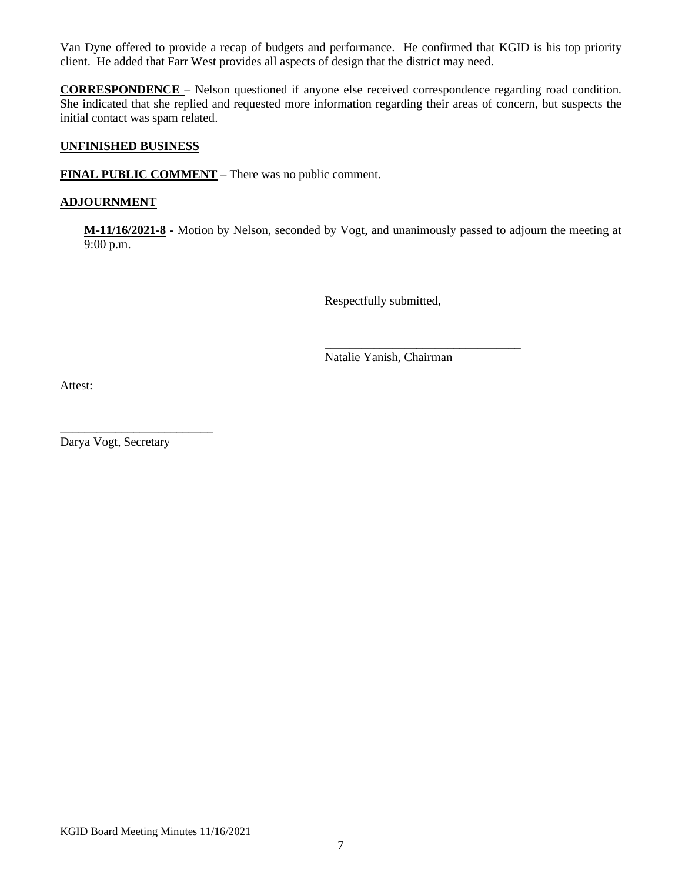Van Dyne offered to provide a recap of budgets and performance. He confirmed that KGID is his top priority client. He added that Farr West provides all aspects of design that the district may need.

**CORRESPONDENCE** – Nelson questioned if anyone else received correspondence regarding road condition. She indicated that she replied and requested more information regarding their areas of concern, but suspects the initial contact was spam related.

**UNFINISHED BUSINESS**

**FINAL PUBLIC COMMENT** – There was no public comment.

**ADJOURNMENT**

> **M-11/16/2021-8** - Motion by Nelson, seconded by Vogt, and unanimously passed to adjourn the meeting at 9:00 p.m.

Respectfully submitted,

\_\_\_\_\_\_\_\_\_\_\_\_\_\_\_\_\_\_\_\_\_\_\_\_\_\_\_\_\_\_\_\_
Natalie Yanish, Chairman

Attest:

\_\_\_\_\_\_\_\_\_\_\_\_\_\_\_\_\_\_\_\_\_\_\_\_\_
Darya Vogt, Secretary

KGID Board Meeting Minutes 11/16/2021